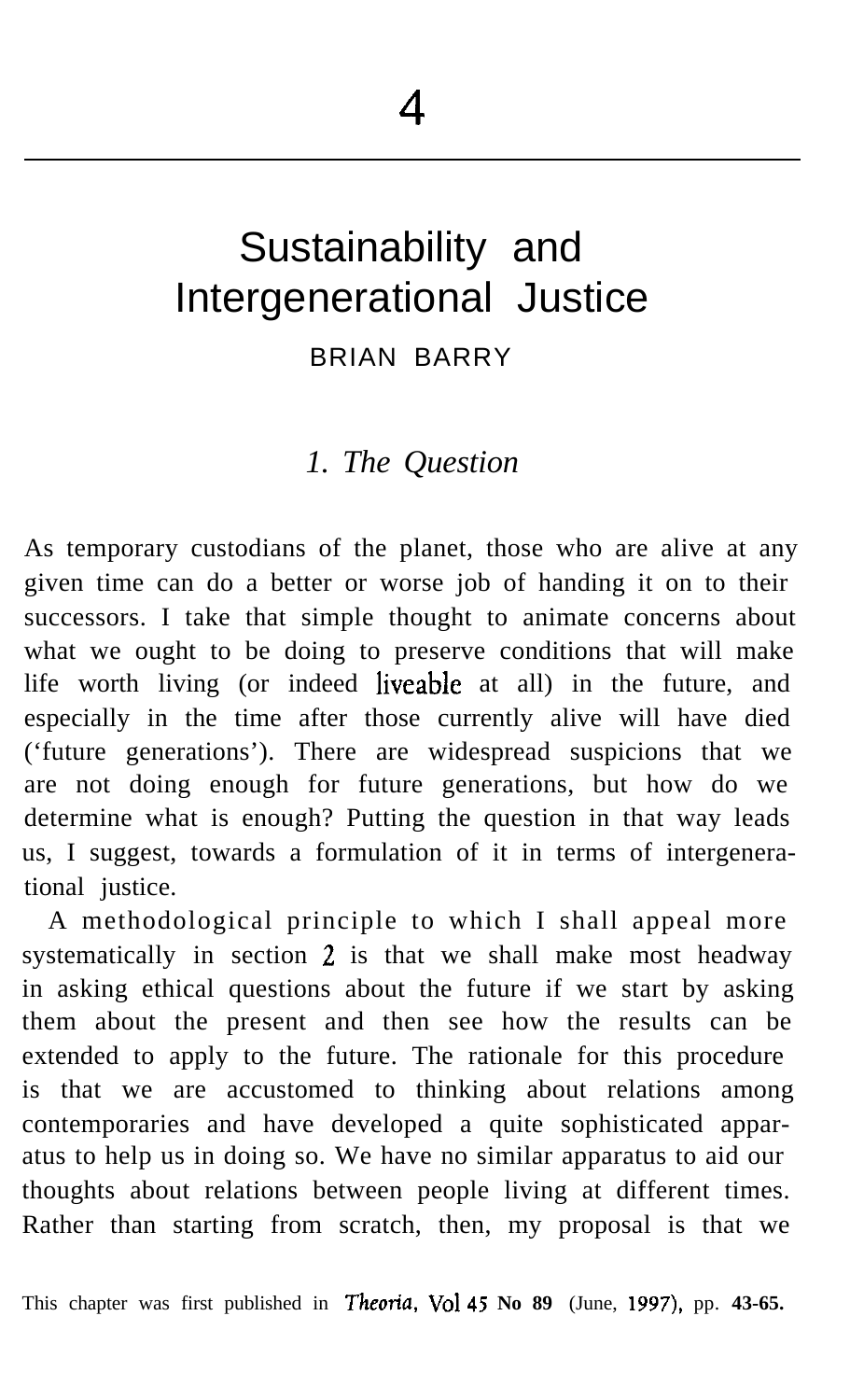# 4

## Sustainability and Intergenerational Justice

BRIAN BARRY

### *1. The Question*

As temporary custodians of the planet, those who are alive at any given time can do a better or worse job of handing it on to their successors. I take that simple thought to animate concerns about what we ought to be doing to preserve conditions that will make life worth living (or indeed liveable at all) in the future, and especially in the time after those currently alive will have died ('future generations'). There are widespread suspicions that we are not doing enough for future generations, but how do we determine what is enough? Putting the question in that way leads us, I suggest, towards a formulation of it in terms of intergenerational justice.

A methodological principle to which I shall appeal more systematically in section 2 is that we shall make most headway in asking ethical questions about the future if we start by asking them about the present and then see how the results can be extended to apply to the future. The rationale for this procedure is that we are accustomed to thinking about relations among contemporaries and have developed a quite sophisticated apparatus to help us in doing so. We have no similar apparatus to aid our thoughts about relations between people living at different times. Rather than starting from scratch, then, my proposal is that we

This chapter was first published in *Theoria*, **Vol 45 No 89** (June, 1997), pp. **43-65.**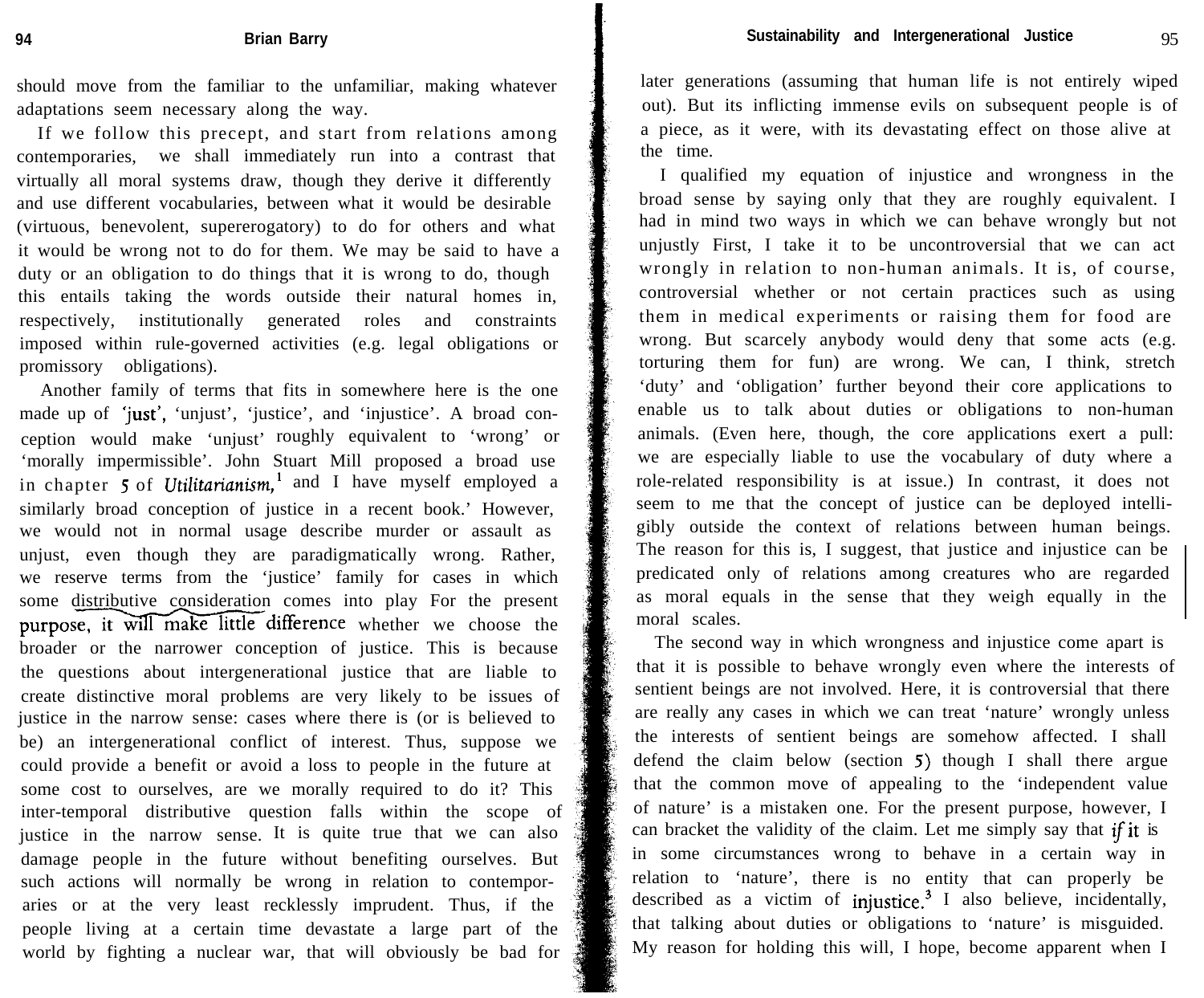should move from the familiar to the unfamiliar, making whatever adaptations seem necessary along the way.

If we follow this precept, and start from relations among contemporaries, we shall immediately run into a contrast that virtually all moral systems draw, though they derive it differently and use different vocabularies, between what it would be desirable (virtuous, benevolent, supererogatory) to do for others and what it would be wrong not to do for them. We may be said to have a duty or an obligation to do things that it is wrong to do, though this entails taking the words outside their natural homes in, respectively, institutionally generated roles and constraints imposed within rule-governed activities (e.g. legal obligations or promissory obligations).

Another family of terms that fits in somewhere here is the one made up of 'just', 'unjust', 'justice', and 'injustice'. A broad conception would make 'unjust' roughly equivalent to 'wrong' or 'morally impermissible'. John Stuart Mill proposed a broad use in chapter 5 of *Utilitarianism*,[1] and I have myself employed a similarly broad conception of justice in a recent book.' However, we would not in normal usage describe murder or assault as unjust, even though they are paradigmatically wrong. Rather, we reserve terms from the 'justice' family for cases in which some distributive consideration comes into play For the present purpose, it will make little difference whether we choose the broader or the narrower conception of justice. This is because the questions about intergenerational justice that are liable to create distinctive moral problems are very likely to be issues of justice in the narrow sense: cases where there is (or is believed to be) an intergenerational conflict of interest. Thus, suppose we could provide a benefit or avoid a loss to people in the future at some cost to ourselves, are we morally required to do it? This inter-temporal distributive question falls within the scope of justice in the narrow sense. It is quite true that we can also damage people in the future without benefiting ourselves. But such actions will normally be wrong in relation to contemporaries or at the very least recklessly imprudent. Thus, if the people living at a certain time devastate a large part of the world by fighting a nuclear war, that will obviously be bad for later generations (assuming that human life is not entirely wiped out). But its inflicting immense evils on subsequent people is of a piece, as it were, with its devastating effect on those alive at the time.

I qualified my equation of injustice and wrongness in the broad sense by saying only that they are roughly equivalent. I had in mind two ways in which we can behave wrongly but not unjustly First, I take it to be uncontroversial that we can act wrongly in relation to non-human animals. It is, of course, controversial whether or not certain practices such as using them in medical experiments or raising them for food are wrong. But scarcely anybody would deny that some acts (e.g. torturing them for fun) are wrong. We can, I think, stretch 'duty' and 'obligation' further beyond their core applications to enable us to talk about duties or obligations to non-human animals. (Even here, though, the core applications exert a pull: we are especially liable to use the vocabulary of duty where a role-related responsibility is at issue.) In contrast, it does not seem to me that the concept of justice can be deployed intelligibly outside the context of relations between human beings. The reason for this is, I suggest, that justice and injustice can be predicated only of relations among creatures who are regarded as moral equals in the sense that they weigh equally in the moral scales.

The second way in which wrongness and injustice come apart is that it is possible to behave wrongly even where the interests of sentient beings are not involved. Here, it is controversial that there are really any cases in which we can treat 'nature' wrongly unless the interests of sentient beings are somehow affected. I shall defend the claim below (section 5) though I shall there argue that the common move of appealing to the 'independent value of nature' is a mistaken one. For the present purpose, however, I can bracket the validity of the claim. Let me simply say that *if it* is in some circumstances wrong to behave in a certain way in relation to 'nature', there is no entity that can properly be described as a victim of injustice.[3] I also believe, incidentally, that talking about duties or obligations to 'nature' is misguided. My reason for holding this will, I hope, become apparent when I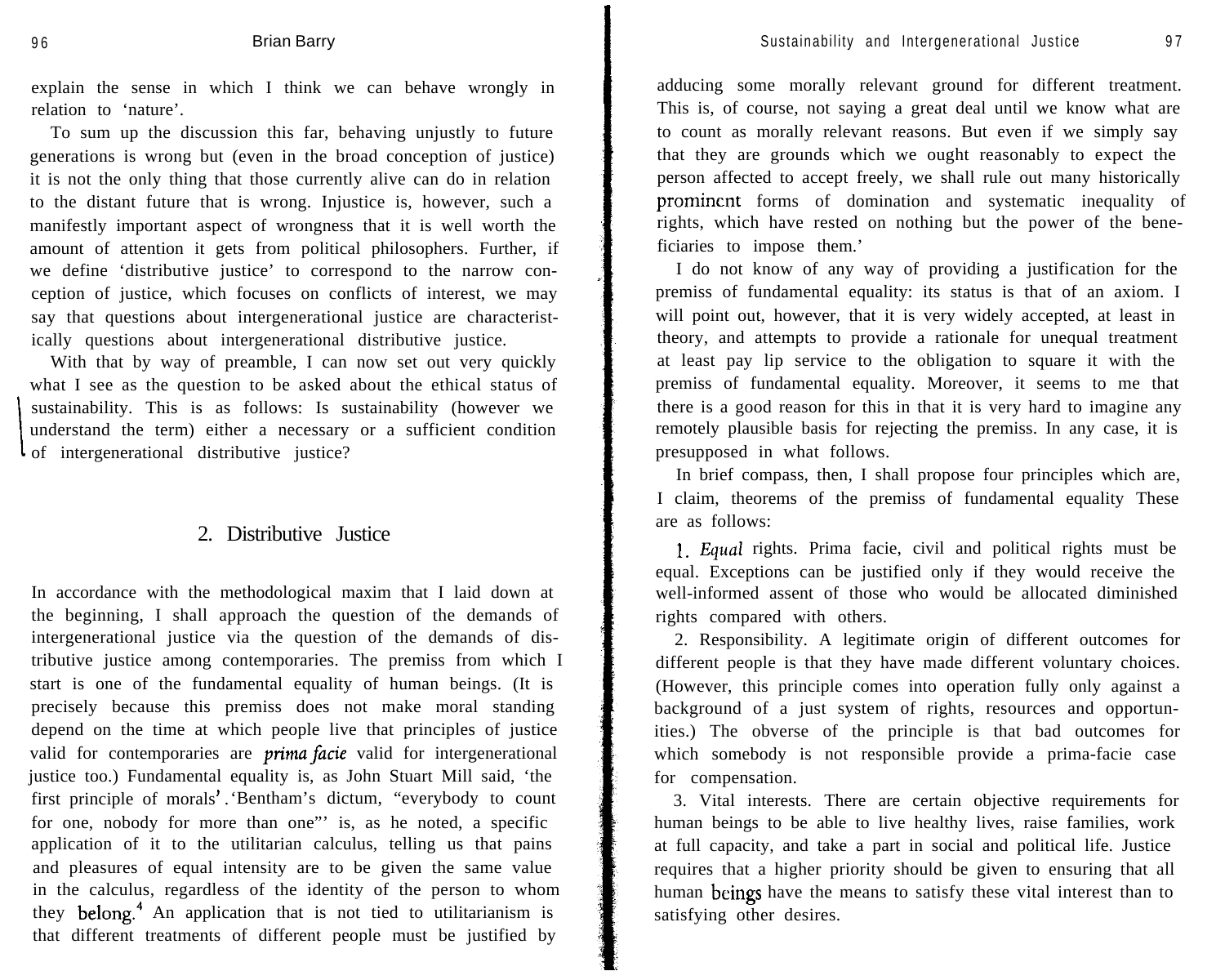explain the sense in which I think we can behave wrongly in relation to 'nature'.

To sum up the discussion this far, behaving unjustly to future generations is wrong but (even in the broad conception of justice) it is not the only thing that those currently alive can do in relation to the distant future that is wrong. Injustice is, however, such a manifestly important aspect of wrongness that it is well worth the amount of attention it gets from political philosophers. Further, if we define 'distributive justice' to correspond to the narrow conception of justice, which focuses on conflicts of interest, we may say that questions about intergenerational justice are characteristically questions about intergenerational distributive justice.

With that by way of preamble, I can now set out very quickly what I see as the question to be asked about the ethical status of sustainability. This is as follows: Is sustainability (however we understand the term) either a necessary or a sufficient condition of intergenerational distributive justice?

## 2. Distributive Justice

In accordance with the methodological maxim that I laid down at the beginning, I shall approach the question of the demands of intergenerational justice via the question of the demands of distributive justice among contemporaries. The premiss from which I start is one of the fundamental equality of human beings. (It is precisely because this premiss does not make moral standing depend on the time at which people live that principles of justice valid for contemporaries are *prima facie* valid for intergenerational justice too.) Fundamental equality is, as John Stuart Mill said, 'the first principle of morals'. 'Bentham's dictum, "everybody to count for one, nobody for more than one"' is, as he noted, a specific application of it to the utilitarian calculus, telling us that pains and pleasures of equal intensity are to be given the same value in the calculus, regardless of the identity of the person to whom they belong.[4] An application that is not tied to utilitarianism is that different treatments of different people must be justified by adducing some morally relevant ground for different treatment. This is, of course, not saying a great deal until we know what are to count as morally relevant reasons. But even if we simply say that they are grounds which we ought reasonably to expect the person affected to accept freely, we shall rule out many historically prominent forms of domination and systematic inequality of rights, which have rested on nothing but the power of the beneficiaries to impose them.'

I do not know of any way of providing a justification for the premiss of fundamental equality: its status is that of an axiom. I will point out, however, that it is very widely accepted, at least in theory, and attempts to provide a rationale for unequal treatment at least pay lip service to the obligation to square it with the premiss of fundamental equality. Moreover, it seems to me that there is a good reason for this in that it is very hard to imagine any remotely plausible basis for rejecting the premiss. In any case, it is presupposed in what follows.

In brief compass, then, I shall propose four principles which are, I claim, theorems of the premiss of fundamental equality These are as follows:

1. *Equal* rights. Prima facie, civil and political rights must be equal. Exceptions can be justified only if they would receive the well-informed assent of those who would be allocated diminished rights compared with others.

2. Responsibility. A legitimate origin of different outcomes for different people is that they have made different voluntary choices. (However, this principle comes into operation fully only against a background of a just system of rights, resources and opportunities.) The obverse of the principle is that bad outcomes for which somebody is not responsible provide a prima-facie case for compensation.

3. Vital interests. There are certain objective requirements for human beings to be able to live healthy lives, raise families, work at full capacity, and take a part in social and political life. Justice requires that a higher priority should be given to ensuring that all human beings have the means to satisfy these vital interest than to satisfying other desires.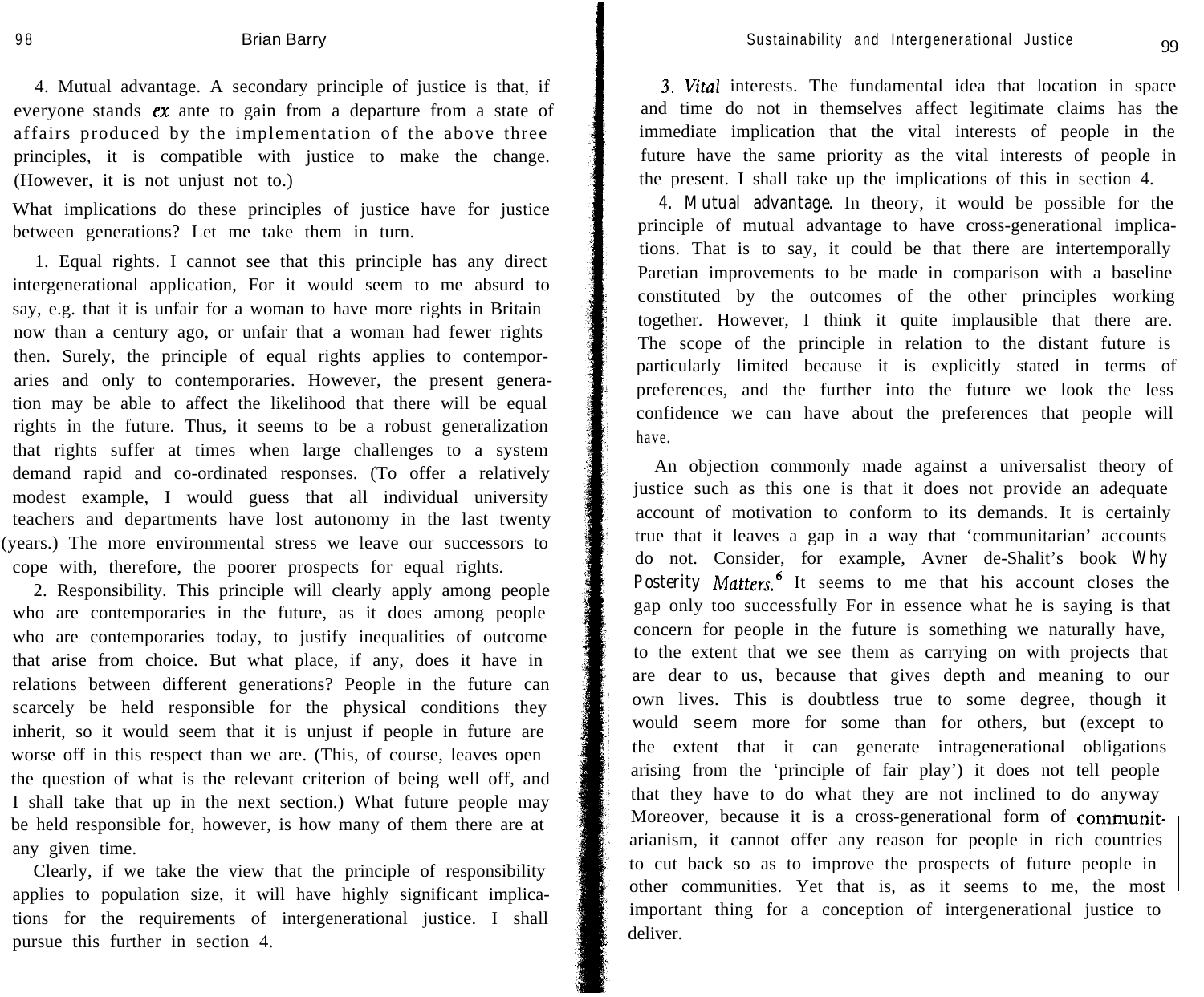4. Mutual advantage. A secondary principle of justice is that, if everyone stands *ex* ante to gain from a departure from a state of affairs produced by the implementation of the above three principles, it is compatible with justice to make the change. (However, it is not unjust not to.)

What implications do these principles of justice have for justice between generations? Let me take them in turn.

1. Equal rights. I cannot see that this principle has any direct intergenerational application, For it would seem to me absurd to say, e.g. that it is unfair for a woman to have more rights in Britain now than a century ago, or unfair that a woman had fewer rights then. Surely, the principle of equal rights applies to contemporaries and only to contemporaries. However, the present generation may be able to affect the likelihood that there will be equal rights in the future. Thus, it seems to be a robust generalization that rights suffer at times when large challenges to a system demand rapid and co-ordinated responses. (To offer a relatively modest example, I would guess that all individual university teachers and departments have lost autonomy in the last twenty years.) The more environmental stress we leave our successors to cope with, therefore, the poorer prospects for equal rights.

2. Responsibility. This principle will clearly apply among people who are contemporaries in the future, as it does among people who are contemporaries today, to justify inequalities of outcome that arise from choice. But what place, if any, does it have in relations between different generations? People in the future can scarcely be held responsible for the physical conditions they inherit, so it would seem that it is unjust if people in future are worse off in this respect than we are. (This, of course, leaves open the question of what is the relevant criterion of being well off, and I shall take that up in the next section.) What future people may be held responsible for, however, is how many of them there are at any given time.

Clearly, if we take the view that the principle of responsibility applies to population size, it will have highly significant implications for the requirements of intergenerational justice. I shall pursue this further in section 4.

*3. Vital* interests. The fundamental idea that location in space and time do not in themselves affect legitimate claims has the immediate implication that the vital interests of people in the future have the same priority as the vital interests of people in the present. I shall take up the implications of this in section 4.

*4. Mutual advantage.* In theory, it would be possible for the principle of mutual advantage to have cross-generational implications. That is to say, it could be that there are intertemporally Paretian improvements to be made in comparison with a baseline constituted by the outcomes of the other principles working together. However, I think it quite implausible that there are. The scope of the principle in relation to the distant future is particularly limited because it is explicitly stated in terms of preferences, and the further into the future we look the less confidence we can have about the preferences that people will have.

An objection commonly made against a universalist theory of justice such as this one is that it does not provide an adequate account of motivation to conform to its demands. It is certainly true that it leaves a gap in a way that 'communitarian' accounts do not. Consider, for example, Avner de-Shalit's book *Why Posterity Matters.*[6] It seems to me that his account closes the gap only too successfully For in essence what he is saying is that concern for people in the future is something we naturally have, to the extent that we see them as carrying on with projects that are dear to us, because that gives depth and meaning to our own lives. This is doubtless true to some degree, though it would seem more for some than for others, but (except to the extent that it can generate intragenerational obligations arising from the 'principle of fair play') it does not tell people that they have to do what they are not inclined to do anyway Moreover, because it is a cross-generational form of communitarianism, it cannot offer any reason for people in rich countries to cut back so as to improve the prospects of future people in other communities. Yet that is, as it seems to me, the most important thing for a conception of intergenerational justice to deliver.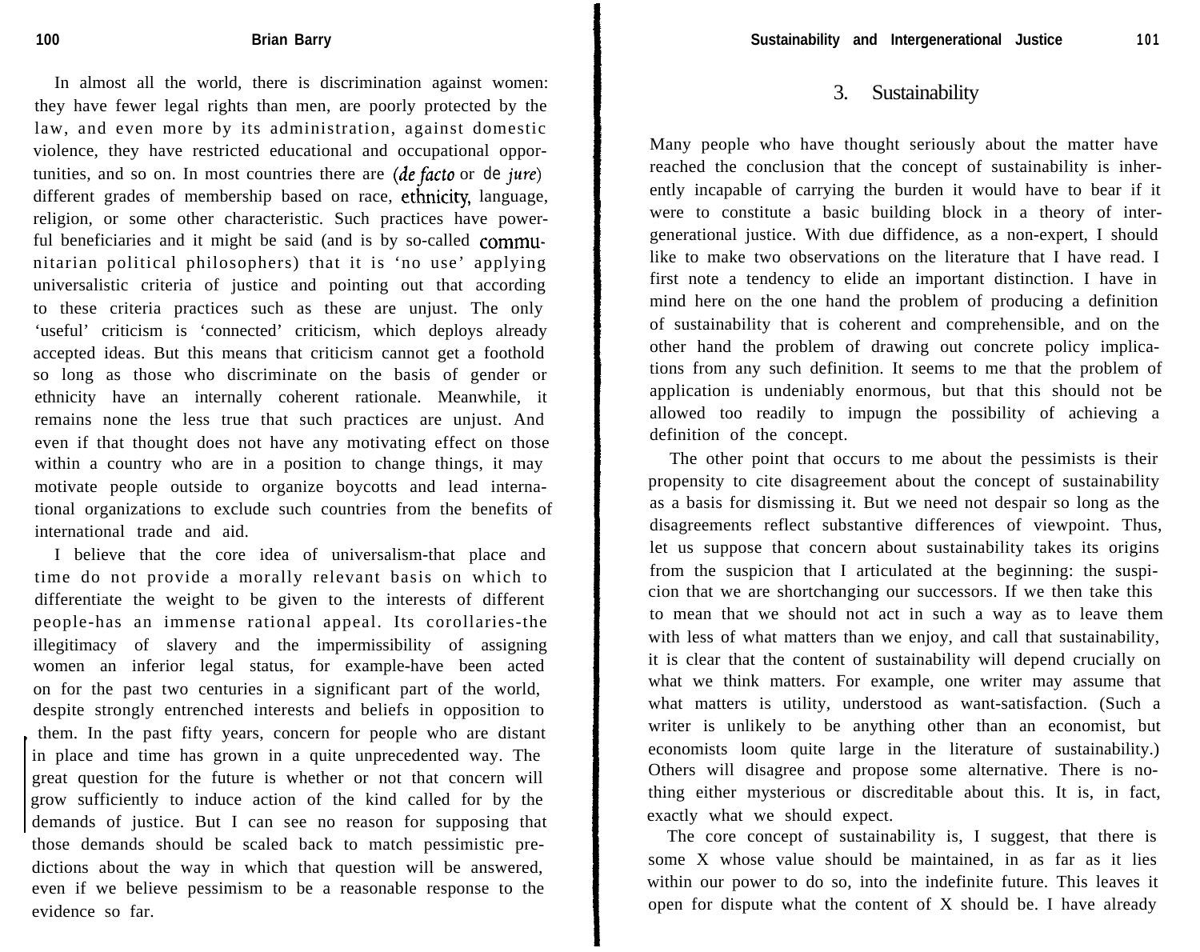In almost all the world, there is discrimination against women: they have fewer legal rights than men, are poorly protected by the law, and even more by its administration, against domestic violence, they have restricted educational and occupational opportunities, and so on. In most countries there are (*de facto* or *de jure*) different grades of membership based on race, ethnicity, language, religion, or some other characteristic. Such practices have powerful beneficiaries and it might be said (and is by so-called communitarian political philosophers) that it is 'no use' applying universalistic criteria of justice and pointing out that according to these criteria practices such as these are unjust. The only 'useful' criticism is 'connected' criticism, which deploys already accepted ideas. But this means that criticism cannot get a foothold so long as those who discriminate on the basis of gender or ethnicity have an internally coherent rationale. Meanwhile, it remains none the less true that such practices are unjust. And even if that thought does not have any motivating effect on those within a country who are in a position to change things, it may motivate people outside to organize boycotts and lead international organizations to exclude such countries from the benefits of international trade and aid.

I believe that the core idea of universalism-that place and time do not provide a morally relevant basis on which to differentiate the weight to be given to the interests of different people-has an immense rational appeal. Its corollaries-the illegitimacy of slavery and the impermissibility of assigning women an inferior legal status, for example-have been acted on for the past two centuries in a significant part of the world, despite strongly entrenched interests and beliefs in opposition to them. In the past fifty years, concern for people who are distant in place and time has grown in a quite unprecedented way. The great question for the future is whether or not that concern will grow sufficiently to induce action of the kind called for by the demands of justice. But I can see no reason for supposing that those demands should be scaled back to match pessimistic predictions about the way in which that question will be answered, even if we believe pessimism to be a reasonable response to the evidence so far.

## 3. Sustainability

Many people who have thought seriously about the matter have reached the conclusion that the concept of sustainability is inherently incapable of carrying the burden it would have to bear if it were to constitute a basic building block in a theory of intergenerational justice. With due diffidence, as a non-expert, I should like to make two observations on the literature that I have read. I first note a tendency to elide an important distinction. I have in mind here on the one hand the problem of producing a definition of sustainability that is coherent and comprehensible, and on the other hand the problem of drawing out concrete policy implications from any such definition. It seems to me that the problem of application is undeniably enormous, but that this should not be allowed too readily to impugn the possibility of achieving a definition of the concept.

The other point that occurs to me about the pessimists is their propensity to cite disagreement about the concept of sustainability as a basis for dismissing it. But we need not despair so long as the disagreements reflect substantive differences of viewpoint. Thus, let us suppose that concern about sustainability takes its origins from the suspicion that I articulated at the beginning: the suspicion that we are shortchanging our successors. If we then take this to mean that we should not act in such a way as to leave them with less of what matters than we enjoy, and call that sustainability, it is clear that the content of sustainability will depend crucially on what we think matters. For example, one writer may assume that what matters is utility, understood as want-satisfaction. (Such a writer is unlikely to be anything other than an economist, but economists loom quite large in the literature of sustainability.) Others will disagree and propose some alternative. There is nothing either mysterious or discreditable about this. It is, in fact, exactly what we should expect.

The core concept of sustainability is, I suggest, that there is some X whose value should be maintained, in as far as it lies within our power to do so, into the indefinite future. This leaves it open for dispute what the content of X should be. I have already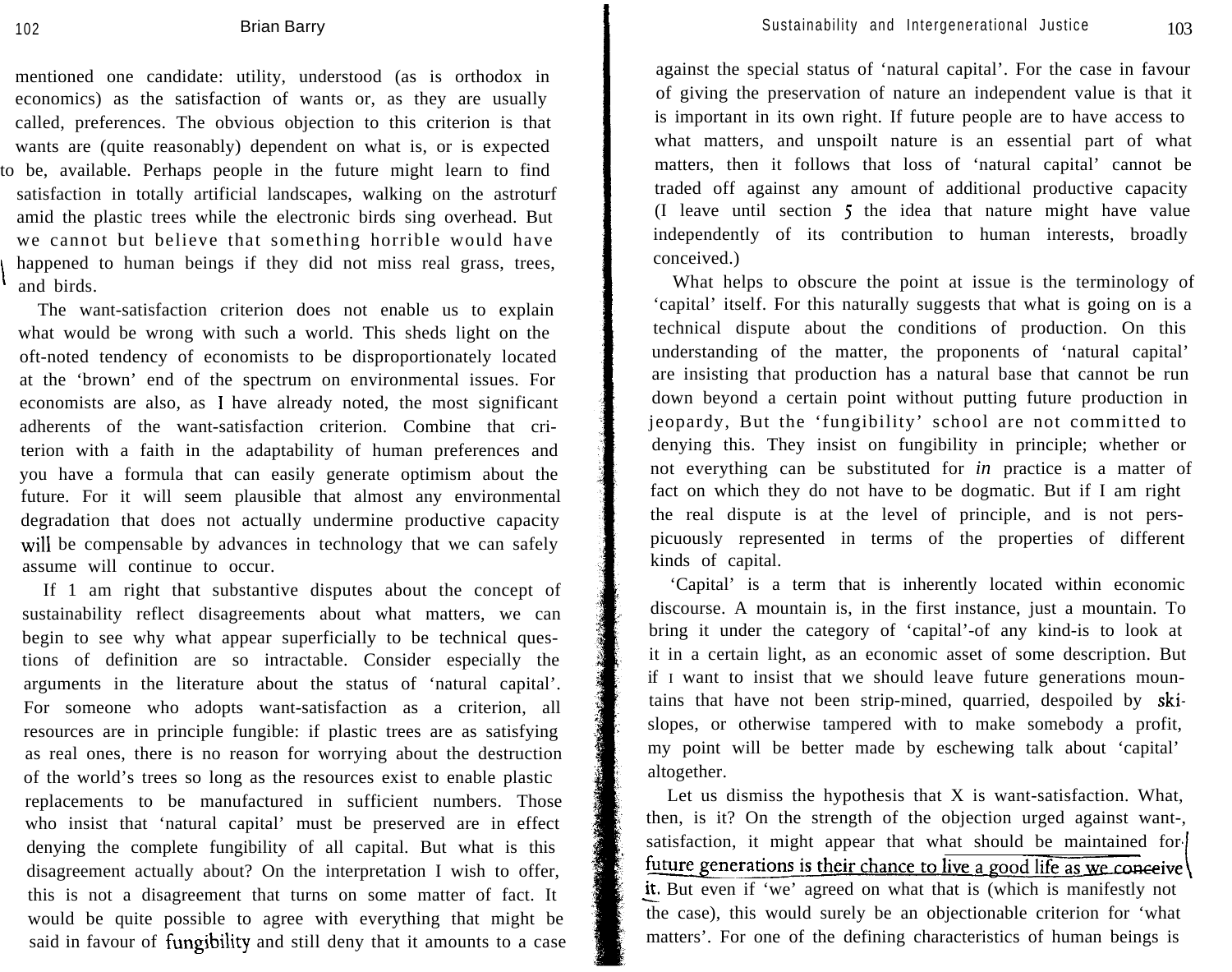mentioned one candidate: utility, understood (as is orthodox in economics) as the satisfaction of wants or, as they are usually called, preferences. The obvious objection to this criterion is that wants are (quite reasonably) dependent on what is, or is expected to be, available. Perhaps people in the future might learn to find satisfaction in totally artificial landscapes, walking on the astroturf amid the plastic trees while the electronic birds sing overhead. But we cannot but believe that something horrible would have happened to human beings if they did not miss real grass, trees, and birds.

The want-satisfaction criterion does not enable us to explain what would be wrong with such a world. This sheds light on the oft-noted tendency of economists to be disproportionately located at the 'brown' end of the spectrum on environmental issues. For economists are also, as I have already noted, the most significant adherents of the want-satisfaction criterion. Combine that criterion with a faith in the adaptability of human preferences and you have a formula that can easily generate optimism about the future. For it will seem plausible that almost any environmental degradation that does not actually undermine productive capacity will be compensable by advances in technology that we can safely assume will continue to occur.

If I am right that substantive disputes about the concept of sustainability reflect disagreements about what matters, we can begin to see why what appear superficially to be technical questions of definition are so intractable. Consider especially the arguments in the literature about the status of 'natural capital'. For someone who adopts want-satisfaction as a criterion, all resources are in principle fungible: if plastic trees are as satisfying as real ones, there is no reason for worrying about the destruction of the world's trees so long as the resources exist to enable plastic replacements to be manufactured in sufficient numbers. Those who insist that 'natural capital' must be preserved are in effect denying the complete fungibility of all capital. But what is this disagreement actually about? On the interpretation I wish to offer, this is not a disagreement that turns on some matter of fact. It would be quite possible to agree with everything that might be said in favour of fungibility and still deny that it amounts to a case against the special status of 'natural capital'. For the case in favour of giving the preservation of nature an independent value is that it is important in its own right. If future people are to have access to what matters, and unspoilt nature is an essential part of what matters, then it follows that loss of 'natural capital' cannot be traded off against any amount of additional productive capacity (I leave until section 5 the idea that nature might have value independently of its contribution to human interests, broadly conceived.)

What helps to obscure the point at issue is the terminology of 'capital' itself. For this naturally suggests that what is going on is a technical dispute about the conditions of production. On this understanding of the matter, the proponents of 'natural capital' are insisting that production has a natural base that cannot be run down beyond a certain point without putting future production in jeopardy, But the 'fungibility' school are not committed to denying this. They insist on fungibility in principle; whether or not everything can be substituted for *in* practice is a matter of fact on which they do not have to be dogmatic. But if I am right the real dispute is at the level of principle, and is not perspicuously represented in terms of the properties of different kinds of capital.

'Capital' is a term that is inherently located within economic discourse. A mountain is, in the first instance, just a mountain. To bring it under the category of 'capital'-of any kind-is to look at it in a certain light, as an economic asset of some description. But if I want to insist that we should leave future generations mountains that have not been strip-mined, quarried, despoiled by ski-slopes, or otherwise tampered with to make somebody a profit, my point will be better made by eschewing talk about 'capital' altogether.

Let us dismiss the hypothesis that X is want-satisfaction. What, then, is it? On the strength of the objection urged against want-satisfaction, it might appear that what should be maintained for future generations is their chance to live a good life as we conceive it. But even if 'we' agreed on what that is (which is manifestly not the case), this would surely be an objectionable criterion for 'what matters'. For one of the defining characteristics of human beings is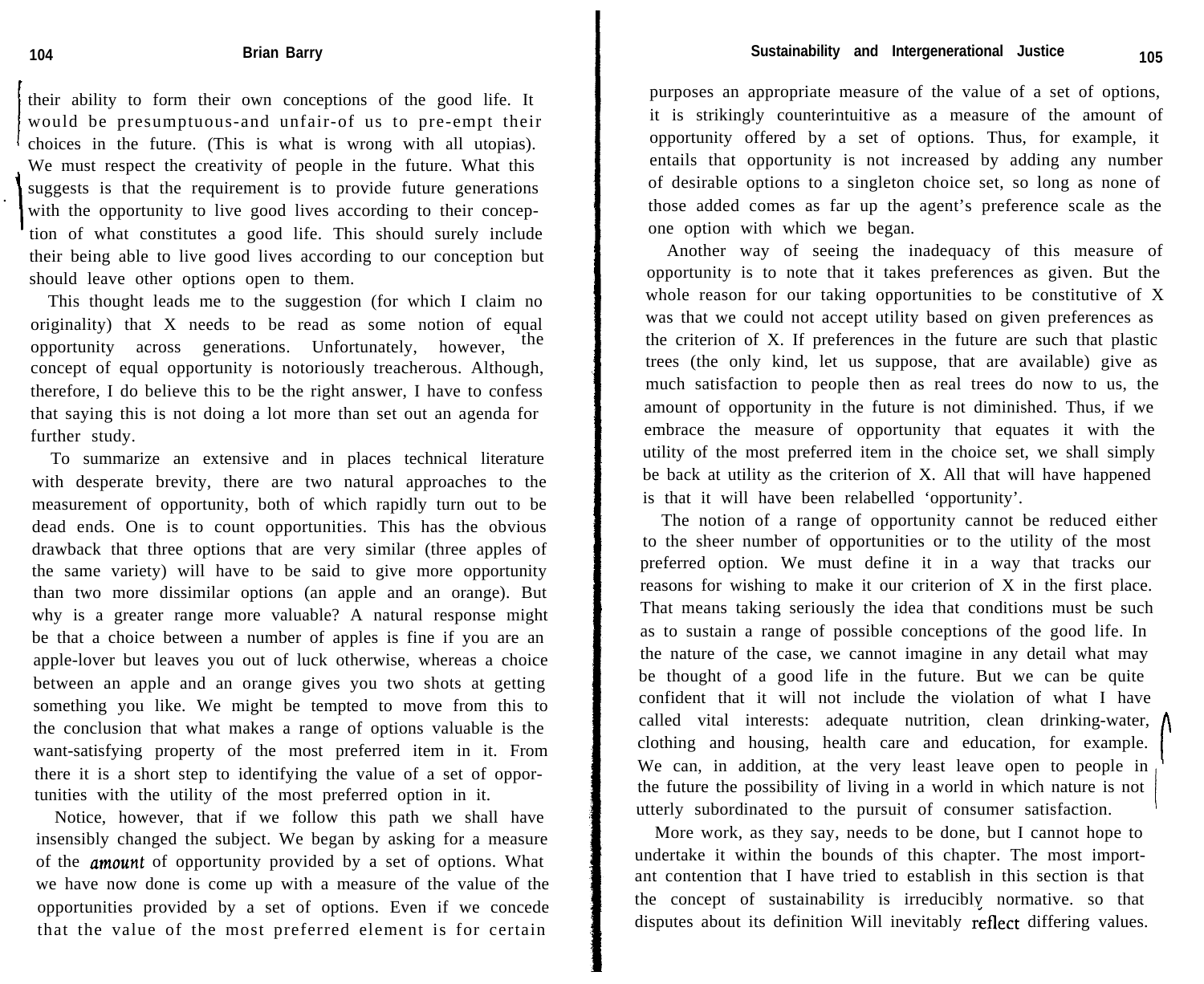their ability to form their own conceptions of the good life. It would be presumptuous-and unfair-of us to pre-empt their choices in the future. (This is what is wrong with all utopias). We must respect the creativity of people in the future. What this suggests is that the requirement is to provide future generations with the opportunity to live good lives according to their conception of what constitutes a good life. This should surely include their being able to live good lives according to our conception but should leave other options open to them.

This thought leads me to the suggestion (for which I claim no originality) that X needs to be read as some notion of equal opportunity across generations. Unfortunately, however, the concept of equal opportunity is notoriously treacherous. Although, therefore, I do believe this to be the right answer, I have to confess that saying this is not doing a lot more than set out an agenda for further study.

To summarize an extensive and in places technical literature with desperate brevity, there are two natural approaches to the measurement of opportunity, both of which rapidly turn out to be dead ends. One is to count opportunities. This has the obvious drawback that three options that are very similar (three apples of the same variety) will have to be said to give more opportunity than two more dissimilar options (an apple and an orange). But why is a greater range more valuable? A natural response might be that a choice between a number of apples is fine if you are an apple-lover but leaves you out of luck otherwise, whereas a choice between an apple and an orange gives you two shots at getting something you like. We might be tempted to move from this to the conclusion that what makes a range of options valuable is the want-satisfying property of the most preferred item in it. From there it is a short step to identifying the value of a set of opportunities with the utility of the most preferred option in it.

Notice, however, that if we follow this path we shall have insensibly changed the subject. We began by asking for a measure of the *amount* of opportunity provided by a set of options. What we have now done is come up with a measure of the value of the opportunities provided by a set of options. Even if we concede that the value of the most preferred element is for certain purposes an appropriate measure of the value of a set of options, it is strikingly counterintuitive as a measure of the amount of opportunity offered by a set of options. Thus, for example, it entails that opportunity is not increased by adding any number of desirable options to a singleton choice set, so long as none of those added comes as far up the agent's preference scale as the one option with which we began.

Another way of seeing the inadequacy of this measure of opportunity is to note that it takes preferences as given. But the whole reason for our taking opportunities to be constitutive of X was that we could not accept utility based on given preferences as the criterion of X. If preferences in the future are such that plastic trees (the only kind, let us suppose, that are available) give as much satisfaction to people then as real trees do now to us, the amount of opportunity in the future is not diminished. Thus, if we embrace the measure of opportunity that equates it with the utility of the most preferred item in the choice set, we shall simply be back at utility as the criterion of X. All that will have happened is that it will have been relabelled 'opportunity'.

The notion of a range of opportunity cannot be reduced either to the sheer number of opportunities or to the utility of the most preferred option. We must define it in a way that tracks our reasons for wishing to make it our criterion of X in the first place. That means taking seriously the idea that conditions must be such as to sustain a range of possible conceptions of the good life. In the nature of the case, we cannot imagine in any detail what may be thought of a good life in the future. But we can be quite confident that it will not include the violation of what I have called vital interests: adequate nutrition, clean drinking-water, clothing and housing, health care and education, for example. We can, in addition, at the very least leave open to people in the future the possibility of living in a world in which nature is not utterly subordinated to the pursuit of consumer satisfaction.

More work, as they say, needs to be done, but I cannot hope to undertake it within the bounds of this chapter. The most important contention that I have tried to establish in this section is that the concept of sustainability is irreducibly normative. so that disputes about its definition Will inevitably reflect differing values.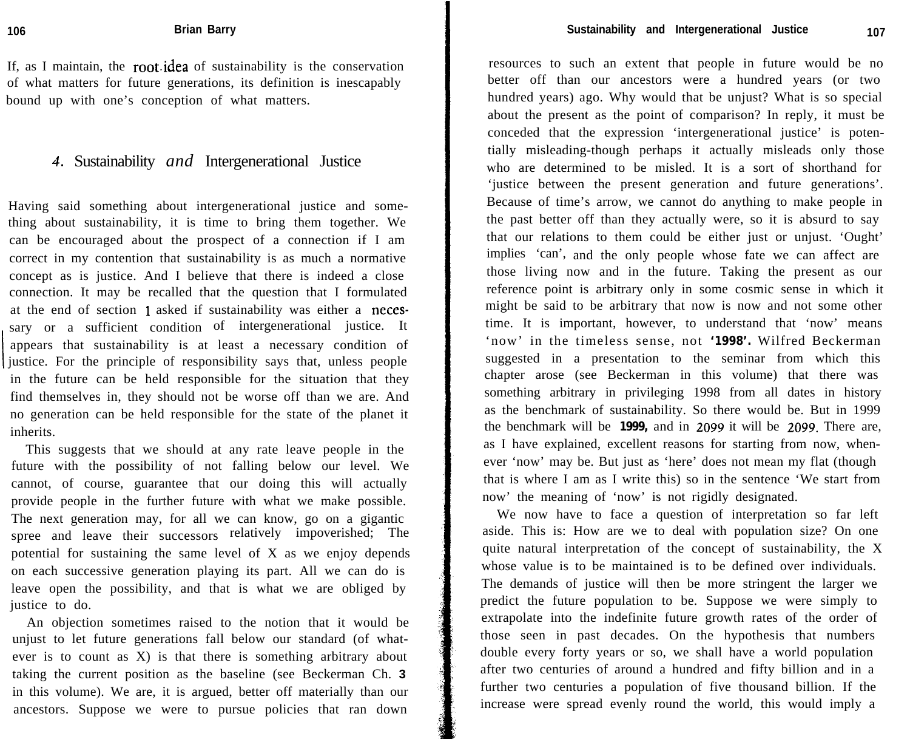If, as I maintain, the root idea of sustainability is the conservation of what matters for future generations, its definition is inescapably bound up with one's conception of what matters.

## 4. Sustainability *and* Intergenerational Justice

Having said something about intergenerational justice and something about sustainability, it is time to bring them together. We can be encouraged about the prospect of a connection if I am correct in my contention that sustainability is as much a normative concept as is justice. And I believe that there is indeed a close connection. It may be recalled that the question that I formulated at the end of section 1 asked if sustainability was either a necessary or a sufficient condition of intergenerational justice. It appears that sustainability is at least a necessary condition of justice. For the principle of responsibility says that, unless people in the future can be held responsible for the situation that they find themselves in, they should not be worse off than we are. And no generation can be held responsible for the state of the planet it inherits.

This suggests that we should at any rate leave people in the future with the possibility of not falling below our level. We cannot, of course, guarantee that our doing this will actually provide people in the further future with what we make possible. The next generation may, for all we can know, go on a gigantic spree and leave their successors relatively impoverished; The potential for sustaining the same level of X as we enjoy depends on each successive generation playing its part. All we can do is leave open the possibility, and that is what we are obliged by justice to do.

An objection sometimes raised to the notion that it would be unjust to let future generations fall below our standard (of whatever is to count as X) is that there is something arbitrary about taking the current position as the baseline (see Beckerman Ch. **3** in this volume). We are, it is argued, better off materially than our ancestors. Suppose we were to pursue policies that ran down resources to such an extent that people in future would be no better off than our ancestors were a hundred years (or two hundred years) ago. Why would that be unjust? What is so special about the present as the point of comparison? In reply, it must be conceded that the expression 'intergenerational justice' is potentially misleading-though perhaps it actually misleads only those who are determined to be misled. It is a sort of shorthand for 'justice between the present generation and future generations'. Because of time's arrow, we cannot do anything to make people in the past better off than they actually were, so it is absurd to say that our relations to them could be either just or unjust. 'Ought' implies 'can', and the only people whose fate we can affect are those living now and in the future. Taking the present as our reference point is arbitrary only in some cosmic sense in which it might be said to be arbitrary that now is now and not some other time. It is important, however, to understand that 'now' means 'now' in the timeless sense, not **'1998'.** Wilfred Beckerman suggested in a presentation to the seminar from which this chapter arose (see Beckerman in this volume) that there was something arbitrary in privileging 1998 from all dates in history as the benchmark of sustainability. So there would be. But in 1999 the benchmark will be **1999,** and in 2099 it will be 2099. There are, as I have explained, excellent reasons for starting from now, whenever 'now' may be. But just as 'here' does not mean my flat (though that is where I am as I write this) so in the sentence 'We start from now' the meaning of 'now' is not rigidly designated.

We now have to face a question of interpretation so far left aside. This is: How are we to deal with population size? On one quite natural interpretation of the concept of sustainability, the X whose value is to be maintained is to be defined over individuals. The demands of justice will then be more stringent the larger we predict the future population to be. Suppose we were simply to extrapolate into the indefinite future growth rates of the order of those seen in past decades. On the hypothesis that numbers double every forty years or so, we shall have a world population after two centuries of around a hundred and fifty billion and in a further two centuries a population of five thousand billion. If the increase were spread evenly round the world, this would imply a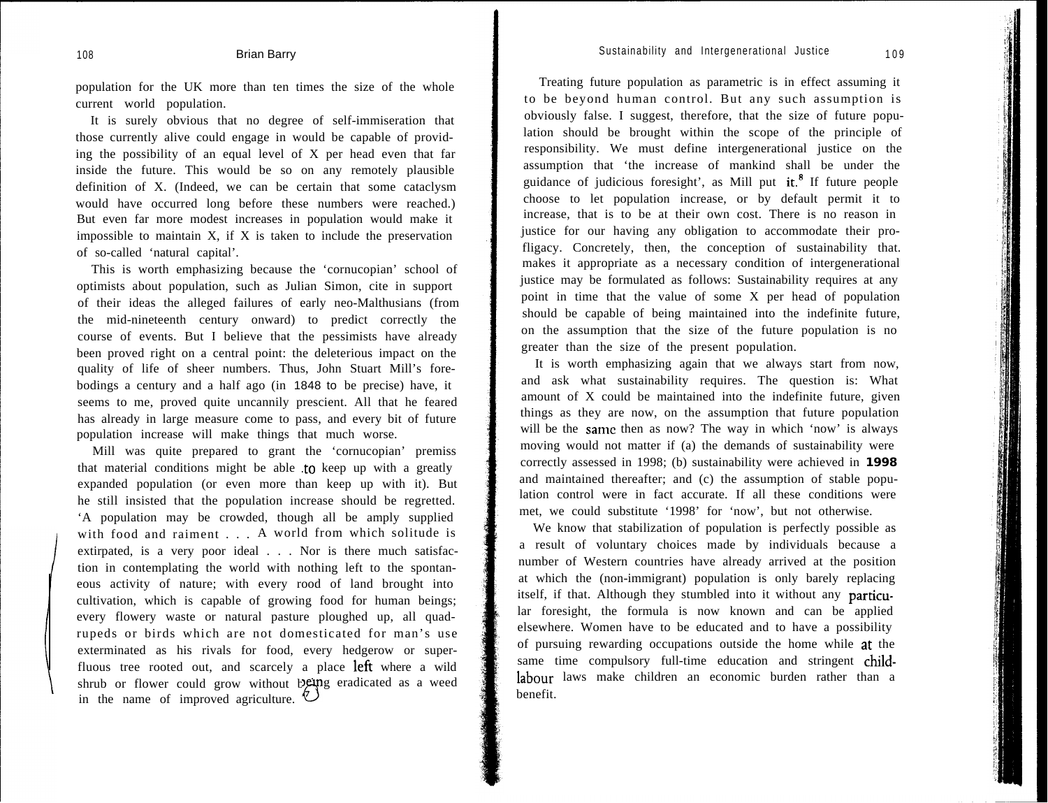population for the UK more than ten times the size of the whole current world population.

It is surely obvious that no degree of self-immiseration that those currently alive could engage in would be capable of providing the possibility of an equal level of X per head even that far inside the future. This would be so on any remotely plausible definition of X. (Indeed, we can be certain that some cataclysm would have occurred long before these numbers were reached.) But even far more modest increases in population would make it impossible to maintain X, if X is taken to include the preservation of so-called 'natural capital'.

This is worth emphasizing because the 'cornucopian' school of optimists about population, such as Julian Simon, cite in support of their ideas the alleged failures of early neo-Malthusians (from the mid-nineteenth century onward) to predict correctly the course of events. But I believe that the pessimists have already been proved right on a central point: the deleterious impact on the quality of life of sheer numbers. Thus, John Stuart Mill's forebodings a century and a half ago (in 1848 to be precise) have, it seems to me, proved quite uncannily prescient. All that he feared has already in large measure come to pass, and every bit of future population increase will make things that much worse.

Mill was quite prepared to grant the 'cornucopian' premiss that material conditions might be able to keep up with a greatly expanded population (or even more than keep up with it). But he still insisted that the population increase should be regretted. 'A population may be crowded, though all be amply supplied with food and raiment . . . A world from which solitude is extirpated, is a very poor ideal . . . Nor is there much satisfaction in contemplating the world with nothing left to the spontaneous activity of nature; with every rood of land brought into cultivation, which is capable of growing food for human beings; every flowery waste or natural pasture ploughed up, all quadrupeds or birds which are not domesticated for man's use exterminated as his rivals for food, every hedgerow or superfluous tree rooted out, and scarcely a place left where a wild shrub or flower could grow without being eradicated as a weed in the name of improved agriculture.'[7]

Treating future population as parametric is in effect assuming it to be beyond human control. But any such assumption is obviously false. I suggest, therefore, that the size of future population should be brought within the scope of the principle of responsibility. We must define intergenerational justice on the assumption that 'the increase of mankind shall be under the guidance of judicious foresight', as Mill put it.[8] If future people choose to let population increase, or by default permit it to increase, that is to be at their own cost. There is no reason in justice for our having any obligation to accommodate their profligacy. Concretely, then, the conception of sustainability that makes it appropriate as a necessary condition of intergenerational justice may be formulated as follows: Sustainability requires at any point in time that the value of some X per head of population should be capable of being maintained into the indefinite future, on the assumption that the size of the future population is no greater than the size of the present population.

It is worth emphasizing again that we always start from now, and ask what sustainability requires. The question is: What amount of X could be maintained into the indefinite future, given things as they are now, on the assumption that future population will be the same then as now? The way in which 'now' is always moving would not matter if (a) the demands of sustainability were correctly assessed in 1998; (b) sustainability were achieved in 1998 and maintained thereafter; and (c) the assumption of stable population control were in fact accurate. If all these conditions were met, we could substitute '1998' for 'now', but not otherwise.

We know that stabilization of population is perfectly possible as a result of voluntary choices made by individuals because a number of Western countries have already arrived at the position at which the (non-immigrant) population is only barely replacing itself, if that. Although they stumbled into it without any particular foresight, the formula is now known and can be applied elsewhere. Women have to be educated and to have a possibility of pursuing rewarding occupations outside the home while at the same time compulsory full-time education and stringent child-labour laws make children an economic burden rather than a benefit.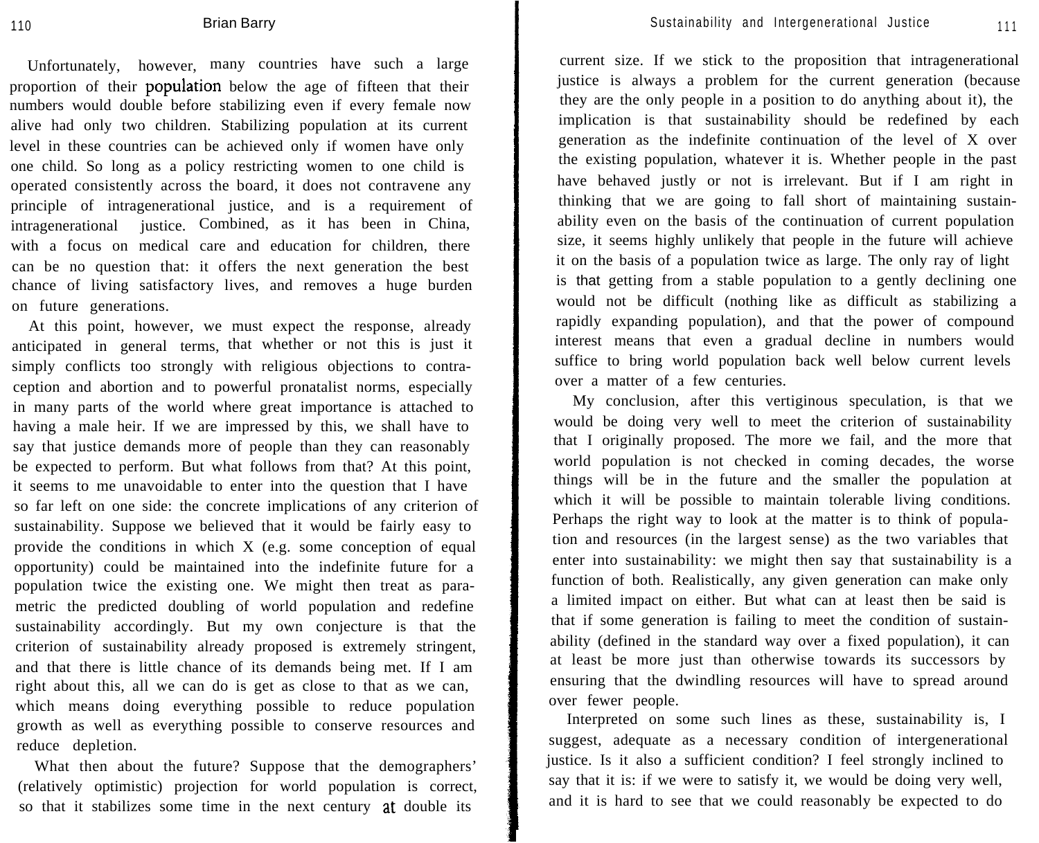Unfortunately, however, many countries have such a large proportion of their population below the age of fifteen that their numbers would double before stabilizing even if every female now alive had only two children. Stabilizing population at its current level in these countries can be achieved only if women have only one child. So long as a policy restricting women to one child is operated consistently across the board, it does not contravene any principle of intragenerational justice, and is a requirement of intragenerational justice. Combined, as it has been in China, with a focus on medical care and education for children, there can be no question that: it offers the next generation the best chance of living satisfactory lives, and removes a huge burden on future generations.

At this point, however, we must expect the response, already anticipated in general terms, that whether or not this is just it simply conflicts too strongly with religious objections to contraception and abortion and to powerful pronatalist norms, especially in many parts of the world where great importance is attached to having a male heir. If we are impressed by this, we shall have to say that justice demands more of people than they can reasonably be expected to perform. But what follows from that? At this point, it seems to me unavoidable to enter into the question that I have so far left on one side: the concrete implications of any criterion of sustainability. Suppose we believed that it would be fairly easy to provide the conditions in which X (e.g. some conception of equal opportunity) could be maintained into the indefinite future for a population twice the existing one. We might then treat as parametric the predicted doubling of world population and redefine sustainability accordingly. But my own conjecture is that the criterion of sustainability already proposed is extremely stringent, and that there is little chance of its demands being met. If I am right about this, all we can do is get as close to that as we can, which means doing everything possible to reduce population growth as well as everything possible to conserve resources and reduce depletion.

What then about the future? Suppose that the demographers' (relatively optimistic) projection for world population is correct, so that it stabilizes some time in the next century at double its current size. If we stick to the proposition that intragenerational justice is always a problem for the current generation (because they are the only people in a position to do anything about it), the implication is that sustainability should be redefined by each generation as the indefinite continuation of the level of X over the existing population, whatever it is. Whether people in the past have behaved justly or not is irrelevant. But if I am right in thinking that we are going to fall short of maintaining sustainability even on the basis of the continuation of current population size, it seems highly unlikely that people in the future will achieve it on the basis of a population twice as large. The only ray of light is that getting from a stable population to a gently declining one would not be difficult (nothing like as difficult as stabilizing a rapidly expanding population), and that the power of compound interest means that even a gradual decline in numbers would suffice to bring world population back well below current levels over a matter of a few centuries.

My conclusion, after this vertiginous speculation, is that we would be doing very well to meet the criterion of sustainability that I originally proposed. The more we fail, and the more that world population is not checked in coming decades, the worse things will be in the future and the smaller the population at which it will be possible to maintain tolerable living conditions. Perhaps the right way to look at the matter is to think of population and resources (in the largest sense) as the two variables that enter into sustainability: we might then say that sustainability is a function of both. Realistically, any given generation can make only a limited impact on either. But what can at least then be said is that if some generation is failing to meet the condition of sustainability (defined in the standard way over a fixed population), it can at least be more just than otherwise towards its successors by ensuring that the dwindling resources will have to spread around over fewer people.

Interpreted on some such lines as these, sustainability is, I suggest, adequate as a necessary condition of intergenerational justice. Is it also a sufficient condition? I feel strongly inclined to say that it is: if we were to satisfy it, we would be doing very well, and it is hard to see that we could reasonably be expected to do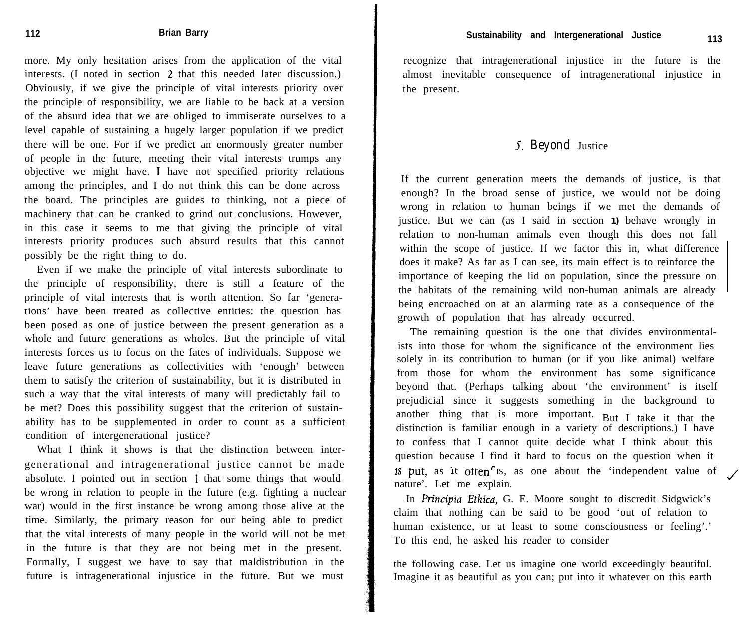more. My only hesitation arises from the application of the vital interests. (I noted in section 2 that this needed later discussion.) Obviously, if we give the principle of vital interests priority over the principle of responsibility, we are liable to be back at a version of the absurd idea that we are obliged to immiserate ourselves to a level capable of sustaining a hugely larger population if we predict there will be one. For if we predict an enormously greater number of people in the future, meeting their vital interests trumps any objective we might have. I have not specified priority relations among the principles, and I do not think this can be done across the board. The principles are guides to thinking, not a piece of machinery that can be cranked to grind out conclusions. However, in this case it seems to me that giving the principle of vital interests priority produces such absurd results that this cannot possibly be the right thing to do.

Even if we make the principle of vital interests subordinate to the principle of responsibility, there is still a feature of the principle of vital interests that is worth attention. So far 'generations' have been treated as collective entities: the question has been posed as one of justice between the present generation as a whole and future generations as wholes. But the principle of vital interests forces us to focus on the fates of individuals. Suppose we leave future generations as collectivities with 'enough' between them to satisfy the criterion of sustainability, but it is distributed in such a way that the vital interests of many will predictably fail to be met? Does this possibility suggest that the criterion of sustainability has to be supplemented in order to count as a sufficient condition of intergenerational justice?

What I think it shows is that the distinction between intergenerational and intragenerational justice cannot be made absolute. I pointed out in section 1 that some things that would be wrong in relation to people in the future (e.g. fighting a nuclear war) would in the first instance be wrong among those alive at the time. Similarly, the primary reason for our being able to predict that the vital interests of many people in the world will not be met in the future is that they are not being met in the present. Formally, I suggest we have to say that maldistribution in the future is intragenerational injustice in the future. But we must recognize that intragenerational injustice in the future is the almost inevitable consequence of intragenerational injustice in the present.

## 5. Beyond Justice

If the current generation meets the demands of justice, is that enough? In the broad sense of justice, we would not be doing wrong in relation to human beings if we met the demands of justice. But we can (as I said in section 1) behave wrongly in relation to non-human animals even though this does not fall within the scope of justice. If we factor this in, what difference does it make? As far as I can see, its main effect is to reinforce the importance of keeping the lid on population, since the pressure on the habitats of the remaining wild non-human animals are already being encroached on at an alarming rate as a consequence of the growth of population that has already occurred.

The remaining question is the one that divides environmentalists into those for whom the significance of the environment lies solely in its contribution to human (or if you like animal) welfare from those for whom the environment has some significance beyond that. (Perhaps talking about 'the environment' is itself prejudicial since it suggests something in the background to another thing that is more important. But I take it that the distinction is familiar enough in a variety of descriptions.) I have to confess that I cannot quite decide what I think about this question because I find it hard to focus on the question when it is put, as it often is, as one about the 'independent value of nature'. Let me explain.

In *Principia Ethica*, G. E. Moore sought to discredit Sidgwick's claim that nothing can be said to be good 'out of relation to human existence, or at least to some consciousness or feeling'.' To this end, he asked his reader to consider

the following case. Let us imagine one world exceedingly beautiful. Imagine it as beautiful as you can; put into it whatever on this earth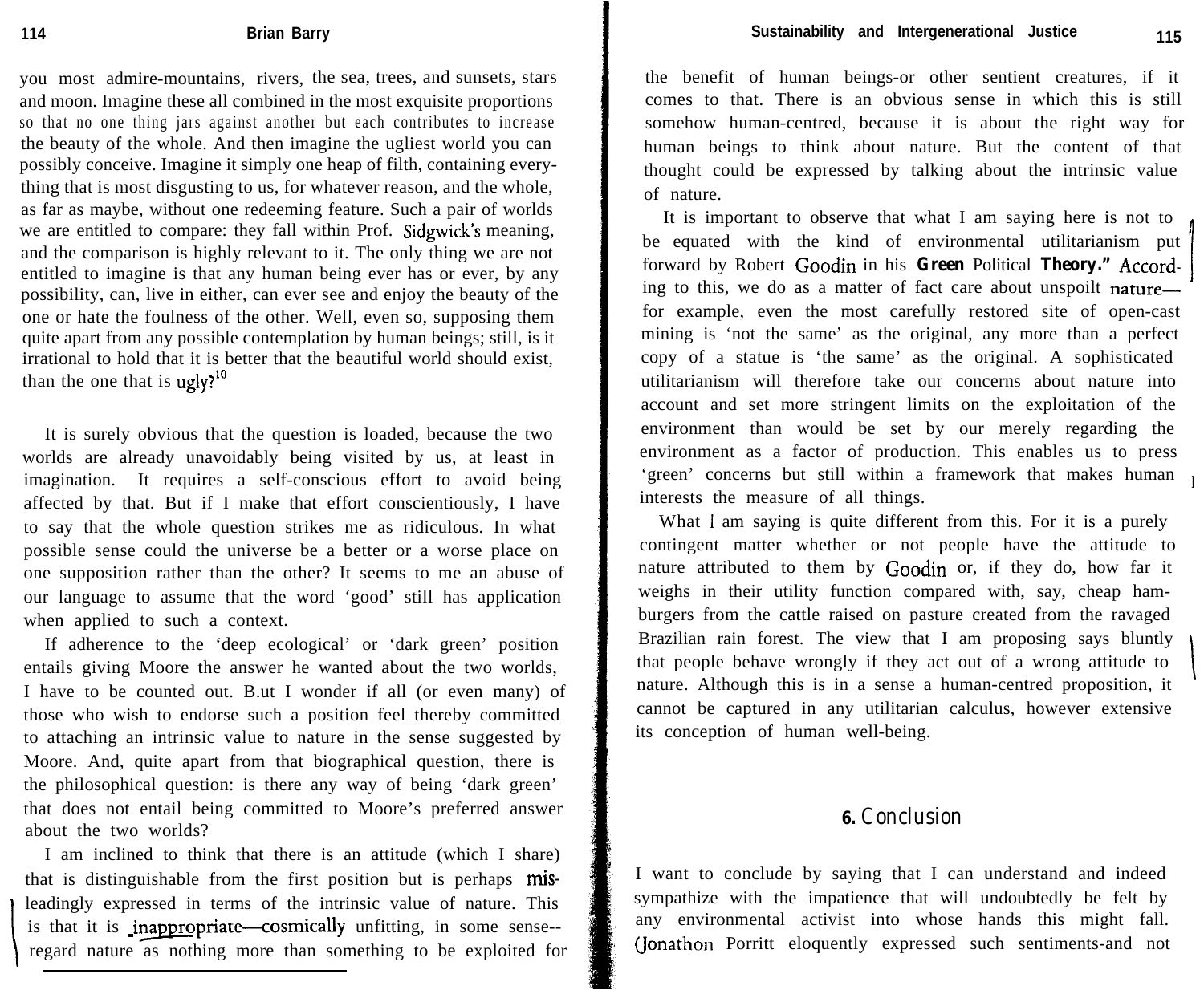you most admire-mountains, rivers, the sea, trees, and sunsets, stars and moon. Imagine these all combined in the most exquisite proportions so that no one thing jars against another but each contributes to increase the beauty of the whole. And then imagine the ugliest world you can possibly conceive. Imagine it simply one heap of filth, containing everything that is most disgusting to us, for whatever reason, and the whole, as far as maybe, without one redeeming feature. Such a pair of worlds we are entitled to compare: they fall within Prof. Sidgwick's meaning, and the comparison is highly relevant to it. The only thing we are not entitled to imagine is that any human being ever has or ever, by any possibility, can, live in either, can ever see and enjoy the beauty of the one or hate the foulness of the other. Well, even so, supposing them quite apart from any possible contemplation by human beings; still, is it irrational to hold that it is better that the beautiful world should exist, than the one that is ugly?[10]

It is surely obvious that the question is loaded, because the two worlds are already unavoidably being visited by us, at least in imagination. It requires a self-conscious effort to avoid being affected by that. But if I make that effort conscientiously, I have to say that the whole question strikes me as ridiculous. In what possible sense could the universe be a better or a worse place on one supposition rather than the other? It seems to me an abuse of our language to assume that the word 'good' still has application when applied to such a context.

If adherence to the 'deep ecological' or 'dark green' position entails giving Moore the answer he wanted about the two worlds, I have to be counted out. But I wonder if all (or even many) of those who wish to endorse such a position feel thereby committed to attaching an intrinsic value to nature in the sense suggested by Moore. And, quite apart from that biographical question, there is the philosophical question: is there any way of being 'dark green' that does not entail being committed to Moore's preferred answer about the two worlds?

I am inclined to think that there is an attitude (which I share) that is distinguishable from the first position but is perhaps misleadingly expressed in terms of the intrinsic value of nature. This is that it is inappropriate—cosmically unfitting, in some sense--regard nature as nothing more than something to be exploited for the benefit of human beings-or other sentient creatures, if it comes to that. There is an obvious sense in which this is still somehow human-centred, because it is about the right way for human beings to think about nature. But the content of that thought could be expressed by talking about the intrinsic value of nature.

It is important to observe that what I am saying here is not to be equated with the kind of environmental utilitarianism put forward by Robert Goodin in his *Green Political Theory*.[11] According to this, we do as a matter of fact care about unspoilt nature—for example, even the most carefully restored site of open-cast mining is 'not the same' as the original, any more than a perfect copy of a statue is 'the same' as the original. A sophisticated utilitarianism will therefore take our concerns about nature into account and set more stringent limits on the exploitation of the environment than would be set by our merely regarding the environment as a factor of production. This enables us to press 'green' concerns but still within a framework that makes human interests the measure of all things.

What I am saying is quite different from this. For it is a purely contingent matter whether or not people have the attitude to nature attributed to them by Goodin or, if they do, how far it weighs in their utility function compared with, say, cheap hamburgers from the cattle raised on pasture created from the ravaged Brazilian rain forest. The view that I am proposing says bluntly that people behave wrongly if they act out of a wrong attitude to nature. Although this is in a sense a human-centred proposition, it cannot be captured in any utilitarian calculus, however extensive its conception of human well-being.

## 6. Conclusion

I want to conclude by saying that I can understand and indeed sympathize with the impatience that will undoubtedly be felt by any environmental activist into whose hands this might fall. (Jonathon Porritt eloquently expressed such sentiments-and not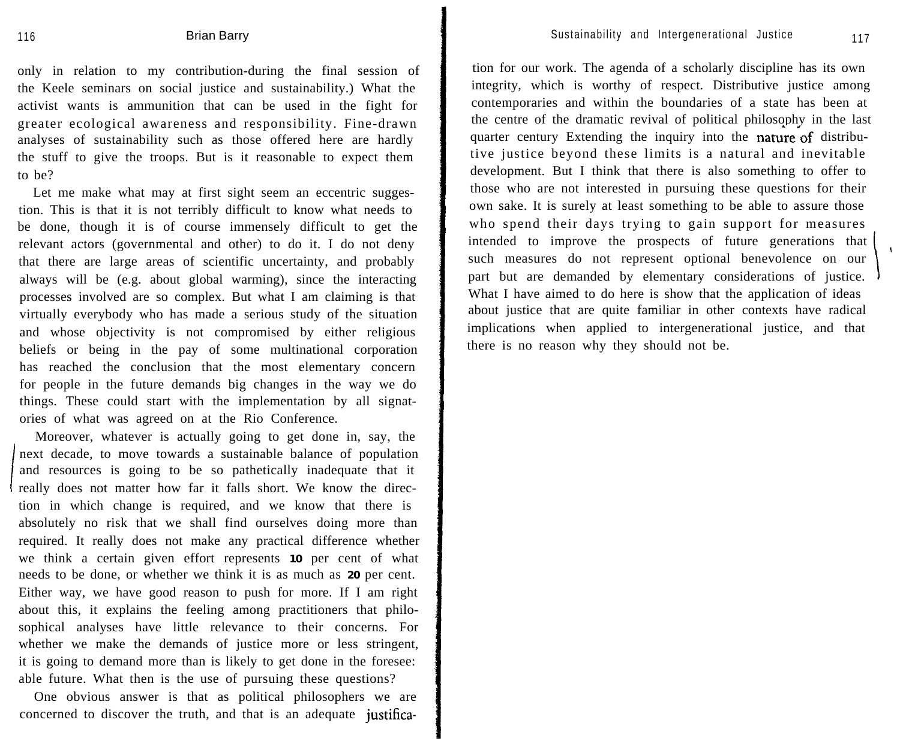only in relation to my contribution-during the final session of the Keele seminars on social justice and sustainability.) What the activist wants is ammunition that can be used in the fight for greater ecological awareness and responsibility. Fine-drawn analyses of sustainability such as those offered here are hardly the stuff to give the troops. But is it reasonable to expect them to be?

Let me make what may at first sight seem an eccentric suggestion. This is that it is not terribly difficult to know what needs to be done, though it is of course immensely difficult to get the relevant actors (governmental and other) to do it. I do not deny that there are large areas of scientific uncertainty, and probably always will be (e.g. about global warming), since the interacting processes involved are so complex. But what I am claiming is that virtually everybody who has made a serious study of the situation and whose objectivity is not compromised by either religious beliefs or being in the pay of some multinational corporation has reached the conclusion that the most elementary concern for people in the future demands big changes in the way we do things. These could start with the implementation by all signatories of what was agreed on at the Rio Conference.

Moreover, whatever is actually going to get done in, say, the next decade, to move towards a sustainable balance of population and resources is going to be so pathetically inadequate that it really does not matter how far it falls short. We know the direction in which change is required, and we know that there is absolutely no risk that we shall find ourselves doing more than required. It really does not make any practical difference whether we think a certain given effort represents 10 per cent of what needs to be done, or whether we think it is as much as 20 per cent. Either way, we have good reason to push for more. If I am right about this, it explains the feeling among practitioners that philosophical analyses have little relevance to their concerns. For whether we make the demands of justice more or less stringent, it is going to demand more than is likely to get done in the foreseeable future. What then is the use of pursuing these questions?

One obvious answer is that as political philosophers we are concerned to discover the truth, and that is an adequate justification for our work. The agenda of a scholarly discipline has its own integrity, which is worthy of respect. Distributive justice among contemporaries and within the boundaries of a state has been at the centre of the dramatic revival of political philosophy in the last quarter century Extending the inquiry into the nature of distributive justice beyond these limits is a natural and inevitable development. But I think that there is also something to offer to those who are not interested in pursuing these questions for their own sake. It is surely at least something to be able to assure those who spend their days trying to gain support for measures intended to improve the prospects of future generations that such measures do not represent optional benevolence on our part but are demanded by elementary considerations of justice. What I have aimed to do here is show that the application of ideas about justice that are quite familiar in other contexts have radical implications when applied to intergenerational justice, and that there is no reason why they should not be.